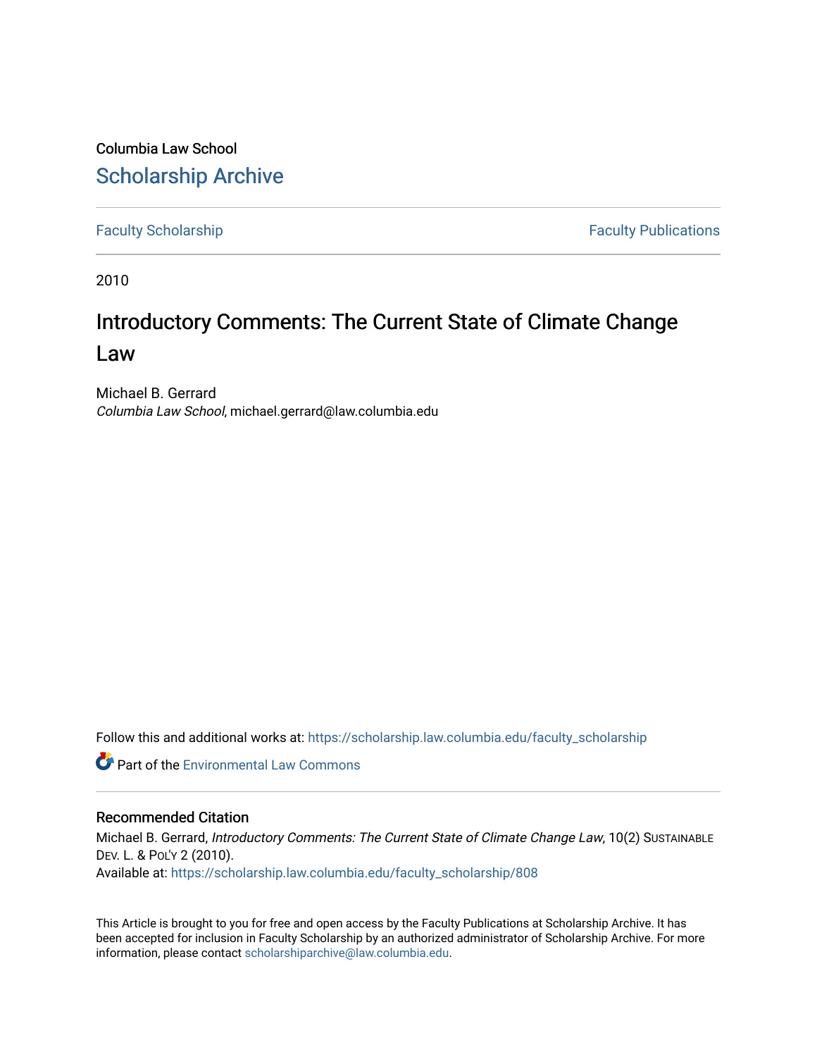Columbia Law School

# Scholarship Archive

Faculty Scholarship | Faculty Publications

2010

## Introductory Comments: The Current State of Climate Change Law

Michael B. Gerrard
*Columbia Law School*, michael.gerrard@law.columbia.edu

Follow this and additional works at: https://scholarship.law.columbia.edu/faculty_scholarship

Part of the Environmental Law Commons

### Recommended Citation

Michael B. Gerrard, *Introductory Comments: The Current State of Climate Change Law*, 10(2) SUSTAINABLE DEV. L. & POL'Y 2 (2010).
Available at: https://scholarship.law.columbia.edu/faculty_scholarship/808

This Article is brought to you for free and open access by the Faculty Publications at Scholarship Archive. It has been accepted for inclusion in Faculty Scholarship by an authorized administrator of Scholarship Archive. For more information, please contact scholarshiparchive@law.columbia.edu.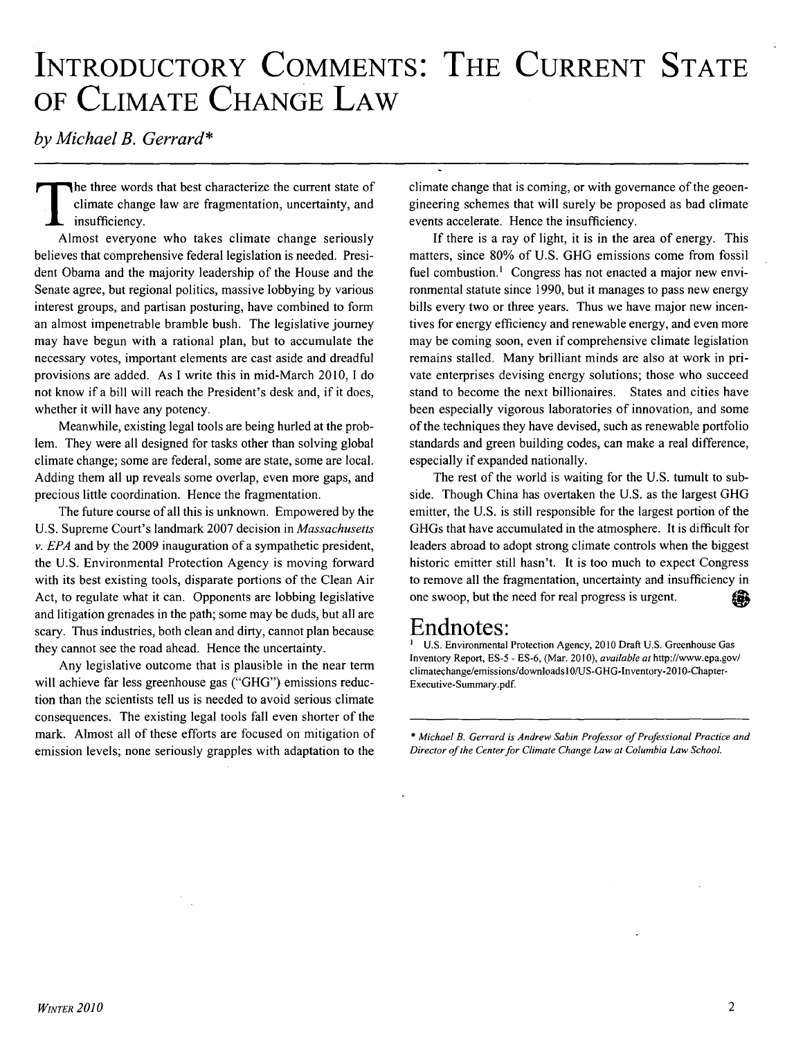# Introductory Comments: The Current State of Climate Change Law

*by Michael B. Gerrard**

The three words that best characterize the current state of climate change law are fragmentation, uncertainty, and insufficiency.

Almost everyone who takes climate change seriously believes that comprehensive federal legislation is needed. President Obama and the majority leadership of the House and the Senate agree, but regional politics, massive lobbying by various interest groups, and partisan posturing, have combined to form an almost impenetrable bramble bush. The legislative journey may have begun with a rational plan, but to accumulate the necessary votes, important elements are cast aside and dreadful provisions are added. As I write this in mid-March 2010, I do not know if a bill will reach the President's desk and, if it does, whether it will have any potency.

Meanwhile, existing legal tools are being hurled at the problem. They were all designed for tasks other than solving global climate change; some are federal, some are state, some are local. Adding them all up reveals some overlap, even more gaps, and precious little coordination. Hence the fragmentation.

The future course of all this is unknown. Empowered by the U.S. Supreme Court's landmark 2007 decision in *Massachusetts v. EPA* and by the 2009 inauguration of a sympathetic president, the U.S. Environmental Protection Agency is moving forward with its best existing tools, disparate portions of the Clean Air Act, to regulate what it can. Opponents are lobbing legislative and litigation grenades in the path; some may be duds, but all are scary. Thus industries, both clean and dirty, cannot plan because they cannot see the road ahead. Hence the uncertainty.

Any legislative outcome that is plausible in the near term will achieve far less greenhouse gas ("GHG") emissions reduction than the scientists tell us is needed to avoid serious climate consequences. The existing legal tools fall even shorter of the mark. Almost all of these efforts are focused on mitigation of emission levels; none seriously grapples with adaptation to the climate change that is coming, or with governance of the geoengineering schemes that will surely be proposed as bad climate events accelerate. Hence the insufficiency.

If there is a ray of light, it is in the area of energy. This matters, since 80% of U.S. GHG emissions come from fossil fuel combustion.[1] Congress has not enacted a major new environmental statute since 1990, but it manages to pass new energy bills every two or three years. Thus we have major new incentives for energy efficiency and renewable energy, and even more may be coming soon, even if comprehensive climate legislation remains stalled. Many brilliant minds are also at work in private enterprises devising energy solutions; those who succeed stand to become the next billionaires. States and cities have been especially vigorous laboratories of innovation, and some of the techniques they have devised, such as renewable portfolio standards and green building codes, can make a real difference, especially if expanded nationally.

The rest of the world is waiting for the U.S. tumult to subside. Though China has overtaken the U.S. as the largest GHG emitter, the U.S. is still responsible for the largest portion of the GHGs that have accumulated in the atmosphere. It is difficult for leaders abroad to adopt strong climate controls when the biggest historic emitter still hasn't. It is too much to expect Congress to remove all the fragmentation, uncertainty and insufficiency in one swoop, but the need for real progress is urgent.

## Endnotes:

[1] U.S. Environmental Protection Agency, 2010 Draft U.S. Greenhouse Gas Inventory Report, ES-5 - ES-6, (Mar. 2010), *available at* http://www.epa.gov/climatechange/emissions/downloads10/US-GHG-Inventory-2010-Chapter-Executive-Summary.pdf.

---

* *Michael B. Gerrard is Andrew Sabin Professor of Professional Practice and Director of the Center for Climate Change Law at Columbia Law School.*